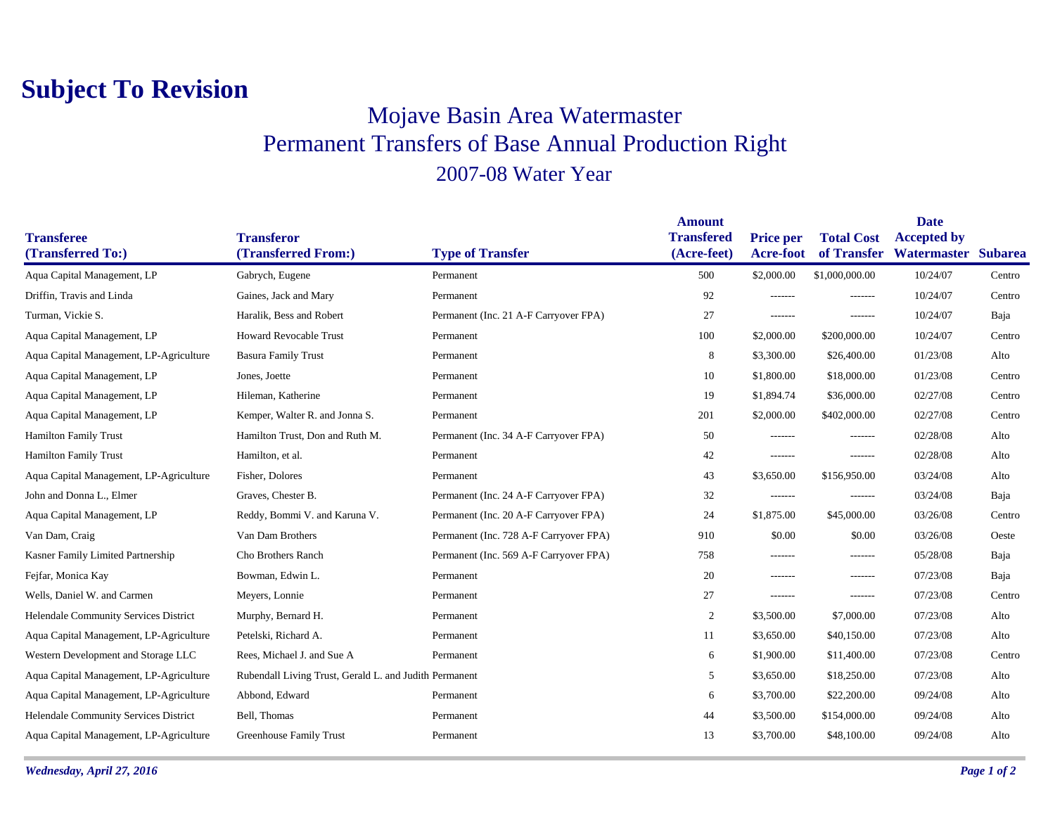# Subject To Revision

## Mojave Basin Area Watermaster
## Permanent Transfers of Base Annual Production Right
## 2007-08 Water Year

| Transferee (Transferred To:) | Transferor (Transferred From:) | Type of Transfer | Amount Transfered (Acre-feet) | Price per Acre-foot | Total Cost of Transfer | Date Accepted by Watermaster | Subarea |
|---|---|---|---|---|---|---|---|
| Aqua Capital Management, LP | Gabrych, Eugene | Permanent | 500 | $2,000.00 | $1,000,000.00 | 10/24/07 | Centro |
| Driffin, Travis and Linda | Gaines, Jack and Mary | Permanent | 92 | ------- | ------- | 10/24/07 | Centro |
| Turman, Vickie S. | Haralik, Bess and Robert | Permanent (Inc. 21 A-F Carryover FPA) | 27 | ------- | ------- | 10/24/07 | Baja |
| Aqua Capital Management, LP | Howard Revocable Trust | Permanent | 100 | $2,000.00 | $200,000.00 | 10/24/07 | Centro |
| Aqua Capital Management, LP-Agriculture | Basura Family Trust | Permanent | 8 | $3,300.00 | $26,400.00 | 01/23/08 | Alto |
| Aqua Capital Management, LP | Jones, Joette | Permanent | 10 | $1,800.00 | $18,000.00 | 01/23/08 | Centro |
| Aqua Capital Management, LP | Hileman, Katherine | Permanent | 19 | $1,894.74 | $36,000.00 | 02/27/08 | Centro |
| Aqua Capital Management, LP | Kemper, Walter R. and Jonna S. | Permanent | 201 | $2,000.00 | $402,000.00 | 02/27/08 | Centro |
| Hamilton Family Trust | Hamilton Trust, Don and Ruth M. | Permanent (Inc. 34 A-F Carryover FPA) | 50 | ------- | ------- | 02/28/08 | Alto |
| Hamilton Family Trust | Hamilton, et al. | Permanent | 42 | ------- | ------- | 02/28/08 | Alto |
| Aqua Capital Management, LP-Agriculture | Fisher, Dolores | Permanent | 43 | $3,650.00 | $156,950.00 | 03/24/08 | Alto |
| John and Donna L., Elmer | Graves, Chester B. | Permanent (Inc. 24 A-F Carryover FPA) | 32 | ------- | ------- | 03/24/08 | Baja |
| Aqua Capital Management, LP | Reddy, Bommi V. and Karuna V. | Permanent (Inc. 20 A-F Carryover FPA) | 24 | $1,875.00 | $45,000.00 | 03/26/08 | Centro |
| Van Dam, Craig | Van Dam Brothers | Permanent (Inc. 728 A-F Carryover FPA) | 910 | $0.00 | $0.00 | 03/26/08 | Oeste |
| Kasner Family Limited Partnership | Cho Brothers Ranch | Permanent (Inc. 569 A-F Carryover FPA) | 758 | ------- | ------- | 05/28/08 | Baja |
| Fejfar, Monica Kay | Bowman, Edwin L. | Permanent | 20 | ------- | ------- | 07/23/08 | Baja |
| Wells, Daniel W. and Carmen | Meyers, Lonnie | Permanent | 27 | ------- | ------- | 07/23/08 | Centro |
| Helendale Community Services District | Murphy, Bernard H. | Permanent | 2 | $3,500.00 | $7,000.00 | 07/23/08 | Alto |
| Aqua Capital Management, LP-Agriculture | Petelski, Richard A. | Permanent | 11 | $3,650.00 | $40,150.00 | 07/23/08 | Alto |
| Western Development and Storage LLC | Rees, Michael J. and Sue A | Permanent | 6 | $1,900.00 | $11,400.00 | 07/23/08 | Centro |
| Aqua Capital Management, LP-Agriculture | Rubendall Living Trust, Gerald L. and Judith | Permanent | 5 | $3,650.00 | $18,250.00 | 07/23/08 | Alto |
| Aqua Capital Management, LP-Agriculture | Abbond, Edward | Permanent | 6 | $3,700.00 | $22,200.00 | 09/24/08 | Alto |
| Helendale Community Services District | Bell, Thomas | Permanent | 44 | $3,500.00 | $154,000.00 | 09/24/08 | Alto |
| Aqua Capital Management, LP-Agriculture | Greenhouse Family Trust | Permanent | 13 | $3,700.00 | $48,100.00 | 09/24/08 | Alto |

*Wednesday, April 27, 2016*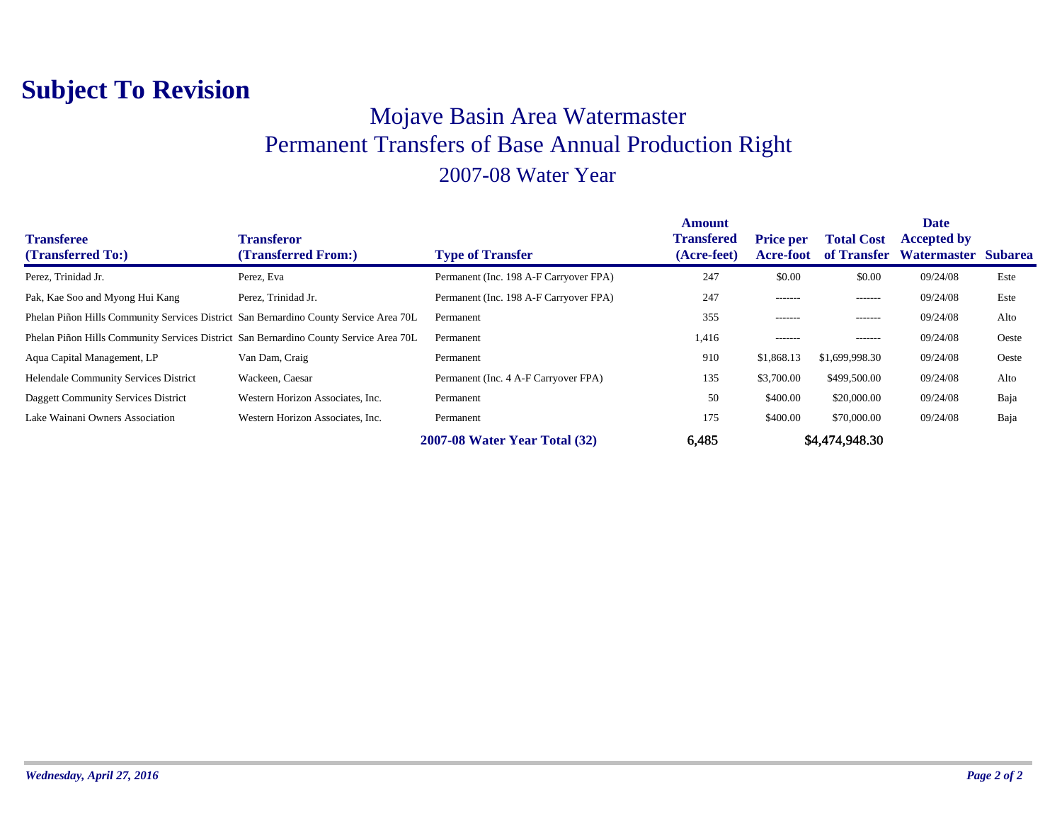# Subject To Revision

## Mojave Basin Area Watermaster
## Permanent Transfers of Base Annual Production Right
## 2007-08 Water Year

| Transferee (Transferred To:) | Transferor (Transferred From:) | Type of Transfer | Amount Transfered (Acre-feet) | Price per Acre-foot | Total Cost of Transfer | Date Accepted by Watermaster | Subarea |
|---|---|---|---|---|---|---|---|
| Perez, Trinidad Jr. | Perez, Eva | Permanent (Inc. 198 A-F Carryover FPA) | 247 | $0.00 | $0.00 | 09/24/08 | Este |
| Pak, Kae Soo and Myong Hui Kang | Perez, Trinidad Jr. | Permanent (Inc. 198 A-F Carryover FPA) | 247 | ------- | ------- | 09/24/08 | Este |
| Phelan Piñon Hills Community Services District | San Bernardino County Service Area 70L | Permanent | 355 | ------- | ------- | 09/24/08 | Alto |
| Phelan Piñon Hills Community Services District | San Bernardino County Service Area 70L | Permanent | 1,416 | ------- | ------- | 09/24/08 | Oeste |
| Aqua Capital Management, LP | Van Dam, Craig | Permanent | 910 | $1,868.13 | $1,699,998.30 | 09/24/08 | Oeste |
| Helendale Community Services District | Wackeen, Caesar | Permanent (Inc. 4 A-F Carryover FPA) | 135 | $3,700.00 | $499,500.00 | 09/24/08 | Alto |
| Daggett Community Services District | Western Horizon Associates, Inc. | Permanent | 50 | $400.00 | $20,000.00 | 09/24/08 | Baja |
| Lake Wainani Owners Association | Western Horizon Associates, Inc. | Permanent | 175 | $400.00 | $70,000.00 | 09/24/08 | Baja |
| | | **2007-08 Water Year Total (32)** | **6,485** | | **$4,474,948.30** | | |

*Wednesday, April 27, 2016*